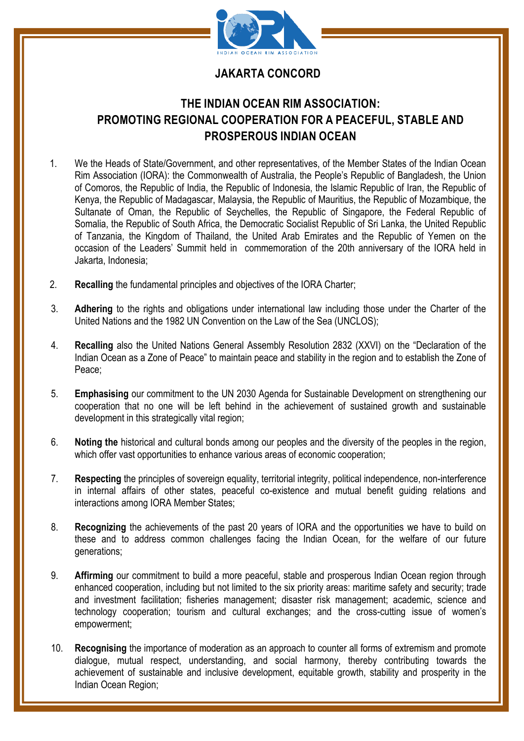# JAKARTA CONCORD

## THE INDIAN OCEAN RIM ASSOCIATION: PROMOTING REGIONAL COOPERATION FOR A PEACEFUL, STABLE AND PROSPEROUS INDIAN OCEAN

1. We the Heads of State/Government, and other representatives, of the Member States of the Indian Ocean Rim Association (IORA): the Commonwealth of Australia, the People's Republic of Bangladesh, the Union of Comoros, the Republic of India, the Republic of Indonesia, the Islamic Republic of Iran, the Republic of Kenya, the Republic of Madagascar, Malaysia, the Republic of Mauritius, the Republic of Mozambique, the Sultanate of Oman, the Republic of Seychelles, the Republic of Singapore, the Federal Republic of Somalia, the Republic of South Africa, the Democratic Socialist Republic of Sri Lanka, the United Republic of Tanzania, the Kingdom of Thailand, the United Arab Emirates and the Republic of Yemen on the occasion of the Leaders' Summit held in commemoration of the 20th anniversary of the IORA held in Jakarta, Indonesia;

2. **Recalling** the fundamental principles and objectives of the IORA Charter;

3. **Adhering** to the rights and obligations under international law including those under the Charter of the United Nations and the 1982 UN Convention on the Law of the Sea (UNCLOS);

4. **Recalling** also the United Nations General Assembly Resolution 2832 (XXVI) on the "Declaration of the Indian Ocean as a Zone of Peace" to maintain peace and stability in the region and to establish the Zone of Peace;

5. **Emphasising** our commitment to the UN 2030 Agenda for Sustainable Development on strengthening our cooperation that no one will be left behind in the achievement of sustained growth and sustainable development in this strategically vital region;

6. **Noting the** historical and cultural bonds among our peoples and the diversity of the peoples in the region, which offer vast opportunities to enhance various areas of economic cooperation;

7. **Respecting** the principles of sovereign equality, territorial integrity, political independence, non-interference in internal affairs of other states, peaceful co-existence and mutual benefit guiding relations and interactions among IORA Member States;

8. **Recognizing** the achievements of the past 20 years of IORA and the opportunities we have to build on these and to address common challenges facing the Indian Ocean, for the welfare of our future generations;

9. **Affirming** our commitment to build a more peaceful, stable and prosperous Indian Ocean region through enhanced cooperation, including but not limited to the six priority areas: maritime safety and security; trade and investment facilitation; fisheries management; disaster risk management; academic, science and technology cooperation; tourism and cultural exchanges; and the cross-cutting issue of women's empowerment;

10. **Recognising** the importance of moderation as an approach to counter all forms of extremism and promote dialogue, mutual respect, understanding, and social harmony, thereby contributing towards the achievement of sustainable and inclusive development, equitable growth, stability and prosperity in the Indian Ocean Region;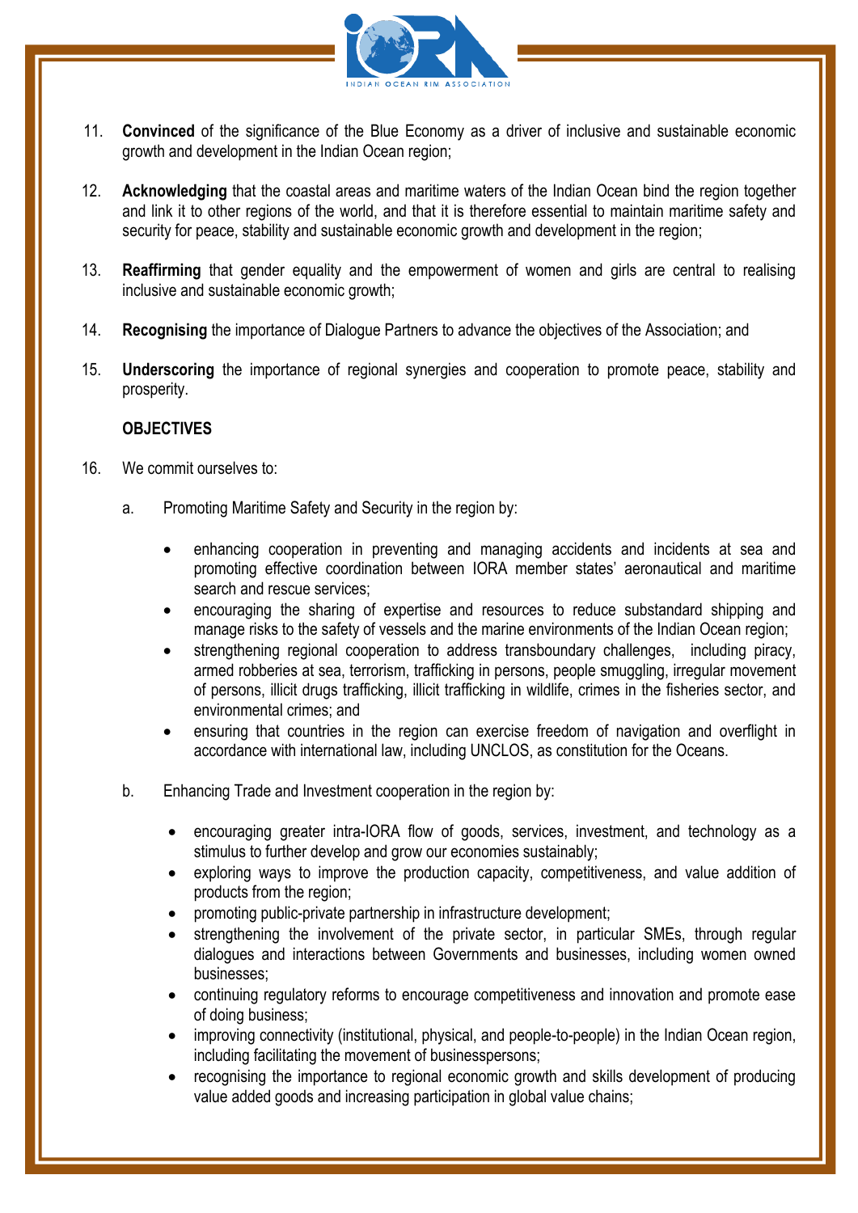11. **Convinced** of the significance of the Blue Economy as a driver of inclusive and sustainable economic growth and development in the Indian Ocean region;

12. **Acknowledging** that the coastal areas and maritime waters of the Indian Ocean bind the region together and link it to other regions of the world, and that it is therefore essential to maintain maritime safety and security for peace, stability and sustainable economic growth and development in the region;

13. **Reaffirming** that gender equality and the empowerment of women and girls are central to realising inclusive and sustainable economic growth;

14. **Recognising** the importance of Dialogue Partners to advance the objectives of the Association; and

15. **Underscoring** the importance of regional synergies and cooperation to promote peace, stability and prosperity.

**OBJECTIVES**

16. We commit ourselves to:

    a. Promoting Maritime Safety and Security in the region by:

    - enhancing cooperation in preventing and managing accidents and incidents at sea and promoting effective coordination between IORA member states' aeronautical and maritime search and rescue services;
    - encouraging the sharing of expertise and resources to reduce substandard shipping and manage risks to the safety of vessels and the marine environments of the Indian Ocean region;
    - strengthening regional cooperation to address transboundary challenges, including piracy, armed robberies at sea, terrorism, trafficking in persons, people smuggling, irregular movement of persons, illicit drugs trafficking, illicit trafficking in wildlife, crimes in the fisheries sector, and environmental crimes; and
    - ensuring that countries in the region can exercise freedom of navigation and overflight in accordance with international law, including UNCLOS, as constitution for the Oceans.

    b. Enhancing Trade and Investment cooperation in the region by:

    - encouraging greater intra-IORA flow of goods, services, investment, and technology as a stimulus to further develop and grow our economies sustainably;
    - exploring ways to improve the production capacity, competitiveness, and value addition of products from the region;
    - promoting public-private partnership in infrastructure development;
    - strengthening the involvement of the private sector, in particular SMEs, through regular dialogues and interactions between Governments and businesses, including women owned businesses;
    - continuing regulatory reforms to encourage competitiveness and innovation and promote ease of doing business;
    - improving connectivity (institutional, physical, and people-to-people) in the Indian Ocean region, including facilitating the movement of businesspersons;
    - recognising the importance to regional economic growth and skills development of producing value added goods and increasing participation in global value chains;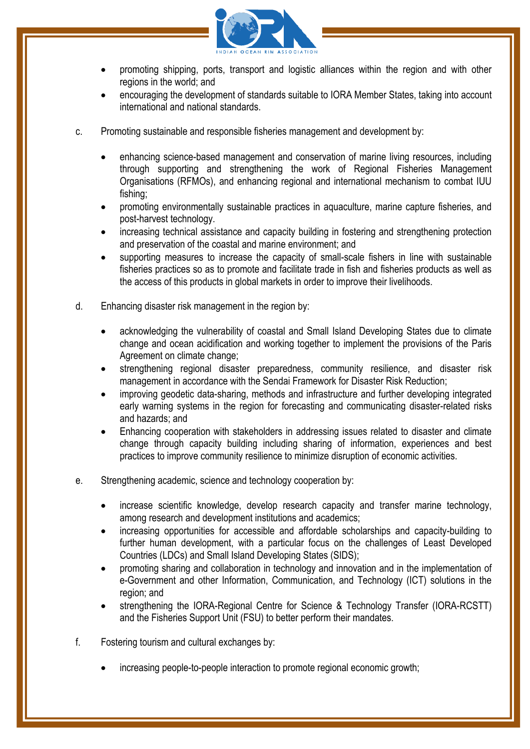- promoting shipping, ports, transport and logistic alliances within the region and with other regions in the world; and
- encouraging the development of standards suitable to IORA Member States, taking into account international and national standards.

c. Promoting sustainable and responsible fisheries management and development by:

- enhancing science-based management and conservation of marine living resources, including through supporting and strengthening the work of Regional Fisheries Management Organisations (RFMOs), and enhancing regional and international mechanism to combat IUU fishing;
- promoting environmentally sustainable practices in aquaculture, marine capture fisheries, and post-harvest technology.
- increasing technical assistance and capacity building in fostering and strengthening protection and preservation of the coastal and marine environment; and
- supporting measures to increase the capacity of small-scale fishers in line with sustainable fisheries practices so as to promote and facilitate trade in fish and fisheries products as well as the access of this products in global markets in order to improve their livelihoods.

d. Enhancing disaster risk management in the region by:

- acknowledging the vulnerability of coastal and Small Island Developing States due to climate change and ocean acidification and working together to implement the provisions of the Paris Agreement on climate change;
- strengthening regional disaster preparedness, community resilience, and disaster risk management in accordance with the Sendai Framework for Disaster Risk Reduction;
- improving geodetic data-sharing, methods and infrastructure and further developing integrated early warning systems in the region for forecasting and communicating disaster-related risks and hazards; and
- Enhancing cooperation with stakeholders in addressing issues related to disaster and climate change through capacity building including sharing of information, experiences and best practices to improve community resilience to minimize disruption of economic activities.

e. Strengthening academic, science and technology cooperation by:

- increase scientific knowledge, develop research capacity and transfer marine technology, among research and development institutions and academics;
- increasing opportunities for accessible and affordable scholarships and capacity-building to further human development, with a particular focus on the challenges of Least Developed Countries (LDCs) and Small Island Developing States (SIDS);
- promoting sharing and collaboration in technology and innovation and in the implementation of e-Government and other Information, Communication, and Technology (ICT) solutions in the region; and
- strengthening the IORA-Regional Centre for Science & Technology Transfer (IORA-RCSTT) and the Fisheries Support Unit (FSU) to better perform their mandates.

f. Fostering tourism and cultural exchanges by:

- increasing people-to-people interaction to promote regional economic growth;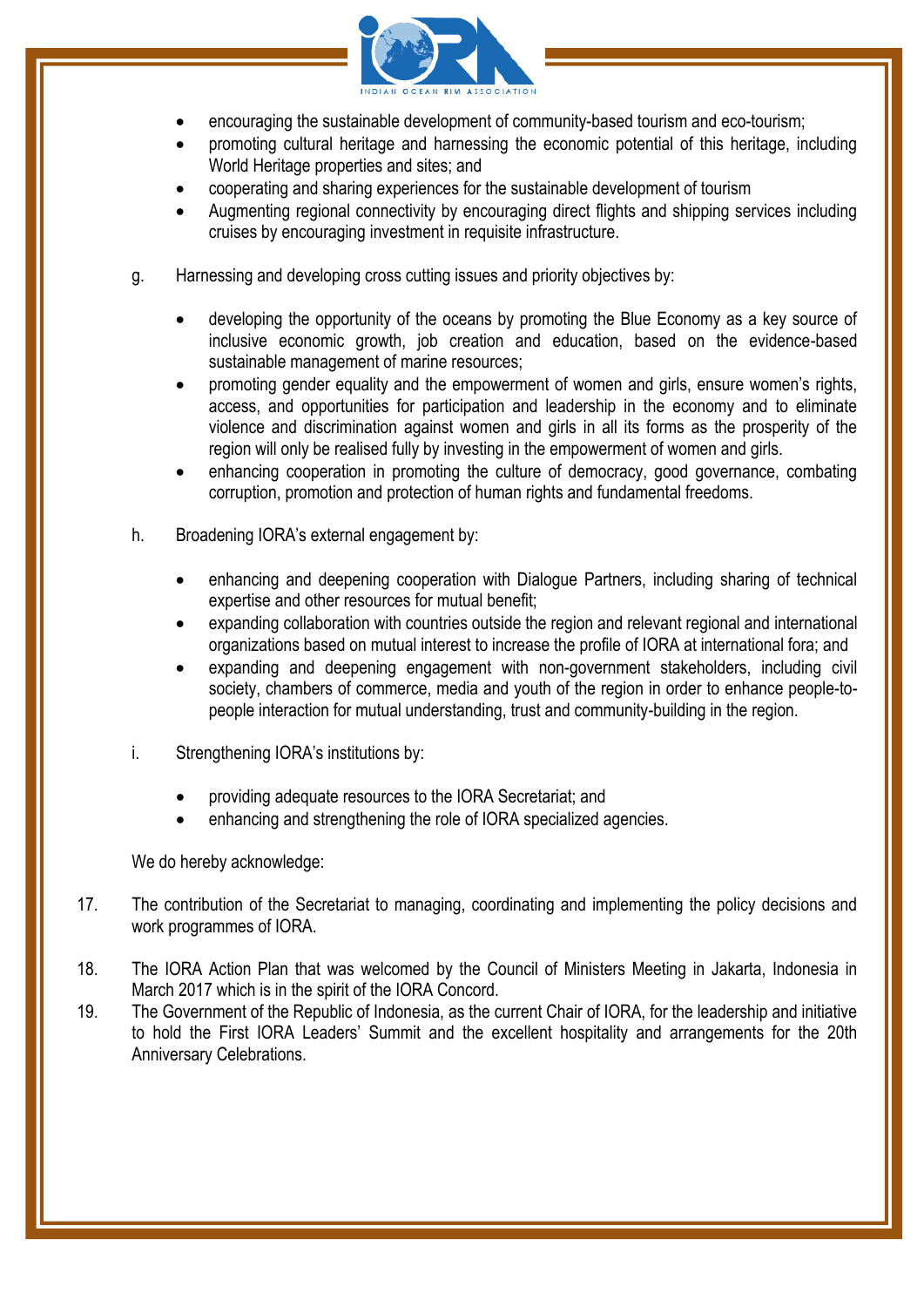- encouraging the sustainable development of community-based tourism and eco-tourism;
- promoting cultural heritage and harnessing the economic potential of this heritage, including World Heritage properties and sites; and
- cooperating and sharing experiences for the sustainable development of tourism
- Augmenting regional connectivity by encouraging direct flights and shipping services including cruises by encouraging investment in requisite infrastructure.

g. Harnessing and developing cross cutting issues and priority objectives by:

- developing the opportunity of the oceans by promoting the Blue Economy as a key source of inclusive economic growth, job creation and education, based on the evidence-based sustainable management of marine resources;
- promoting gender equality and the empowerment of women and girls, ensure women's rights, access, and opportunities for participation and leadership in the economy and to eliminate violence and discrimination against women and girls in all its forms as the prosperity of the region will only be realised fully by investing in the empowerment of women and girls.
- enhancing cooperation in promoting the culture of democracy, good governance, combating corruption, promotion and protection of human rights and fundamental freedoms.

h. Broadening IORA's external engagement by:

- enhancing and deepening cooperation with Dialogue Partners, including sharing of technical expertise and other resources for mutual benefit;
- expanding collaboration with countries outside the region and relevant regional and international organizations based on mutual interest to increase the profile of IORA at international fora; and
- expanding and deepening engagement with non-government stakeholders, including civil society, chambers of commerce, media and youth of the region in order to enhance people-to-people interaction for mutual understanding, trust and community-building in the region.

i. Strengthening IORA's institutions by:

- providing adequate resources to the IORA Secretariat; and
- enhancing and strengthening the role of IORA specialized agencies.

We do hereby acknowledge:

17. The contribution of the Secretariat to managing, coordinating and implementing the policy decisions and work programmes of IORA.

18. The IORA Action Plan that was welcomed by the Council of Ministers Meeting in Jakarta, Indonesia in March 2017 which is in the spirit of the IORA Concord.

19. The Government of the Republic of Indonesia, as the current Chair of IORA, for the leadership and initiative to hold the First IORA Leaders' Summit and the excellent hospitality and arrangements for the 20th Anniversary Celebrations.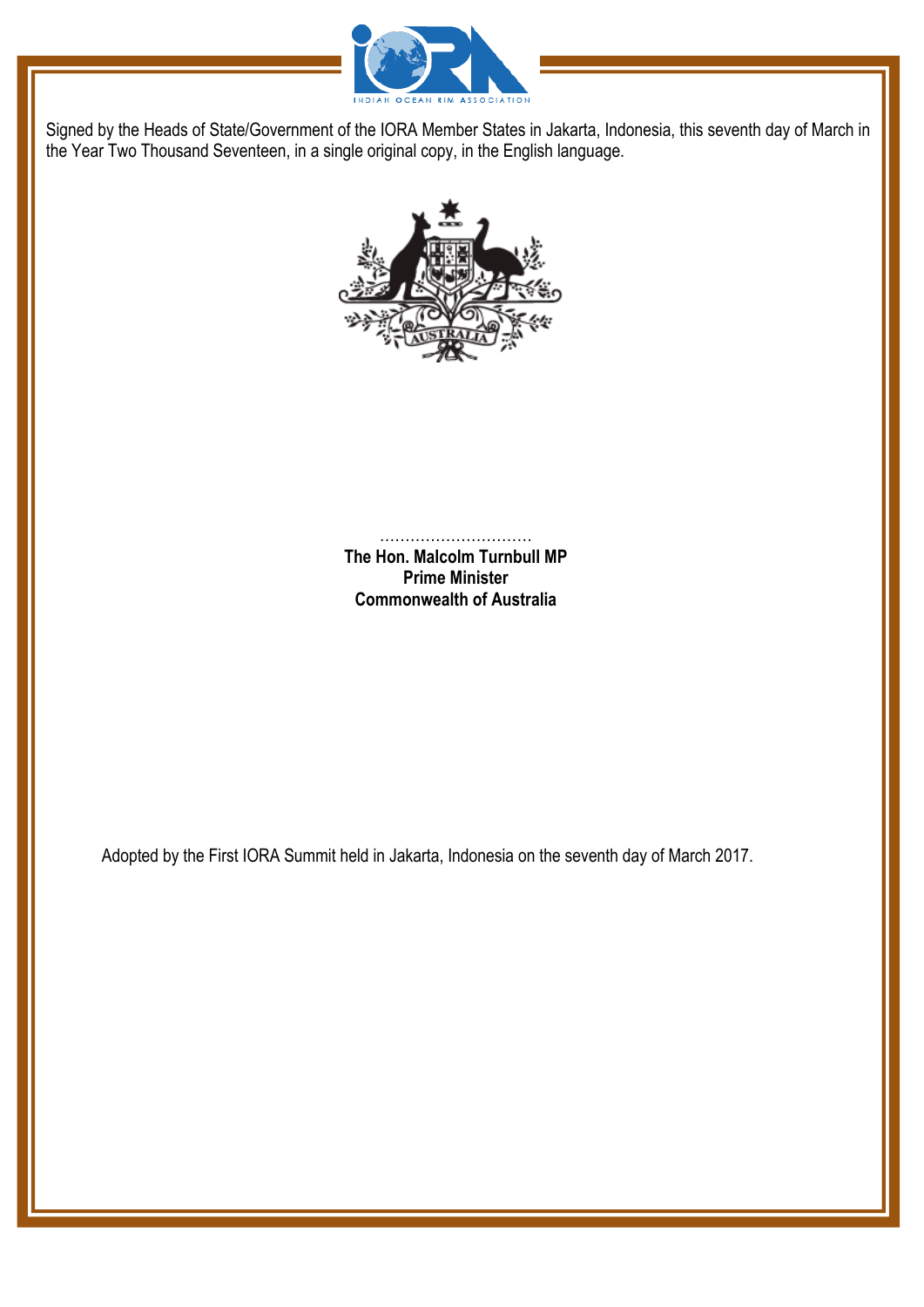Signed by the Heads of State/Government of the IORA Member States in Jakarta, Indonesia, this seventh day of March in the Year Two Thousand Seventeen, in a single original copy, in the English language.

..............................

**The Hon. Malcolm Turnbull MP**
**Prime Minister**
**Commonwealth of Australia**

Adopted by the First IORA Summit held in Jakarta, Indonesia on the seventh day of March 2017.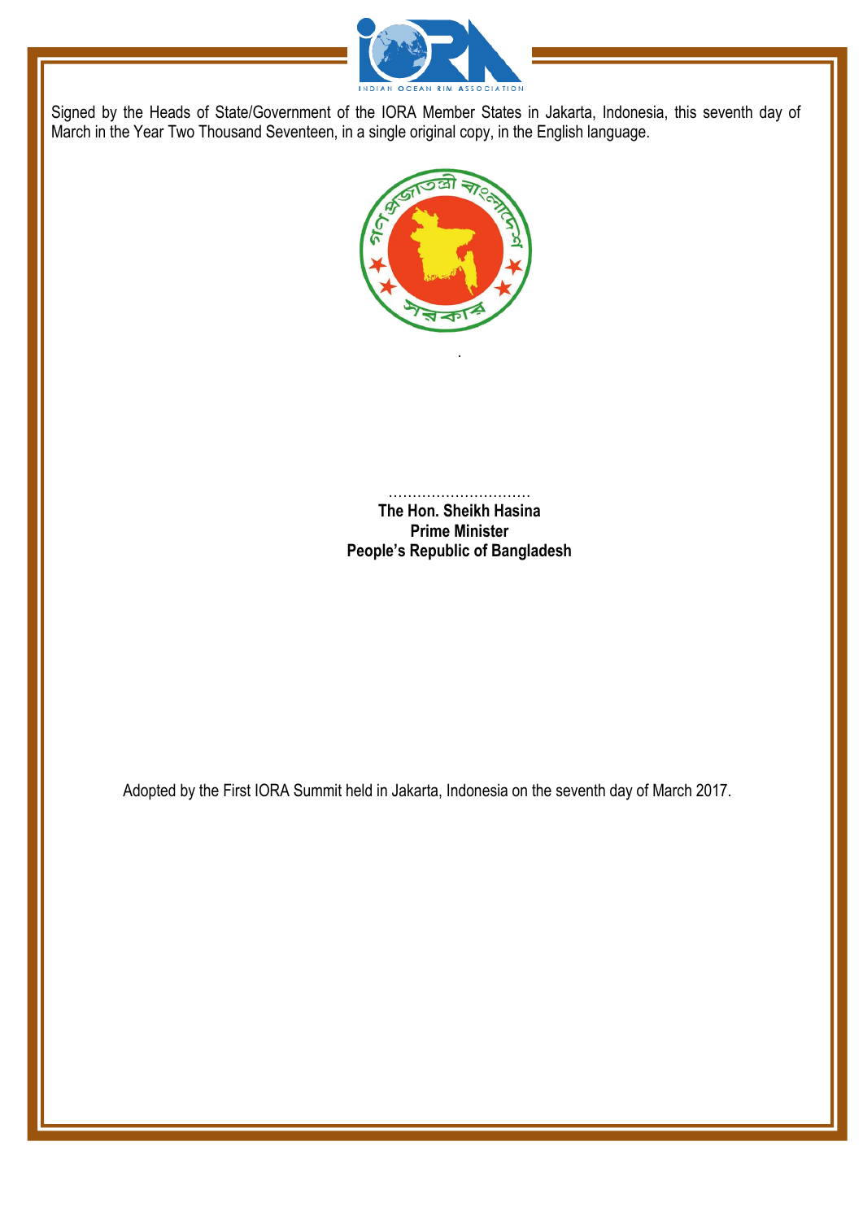Signed by the Heads of State/Government of the IORA Member States in Jakarta, Indonesia, this seventh day of March in the Year Two Thousand Seventeen, in a single original copy, in the English language.

.

..............................
**The Hon. Sheikh Hasina**
**Prime Minister**
**People's Republic of Bangladesh**

Adopted by the First IORA Summit held in Jakarta, Indonesia on the seventh day of March 2017.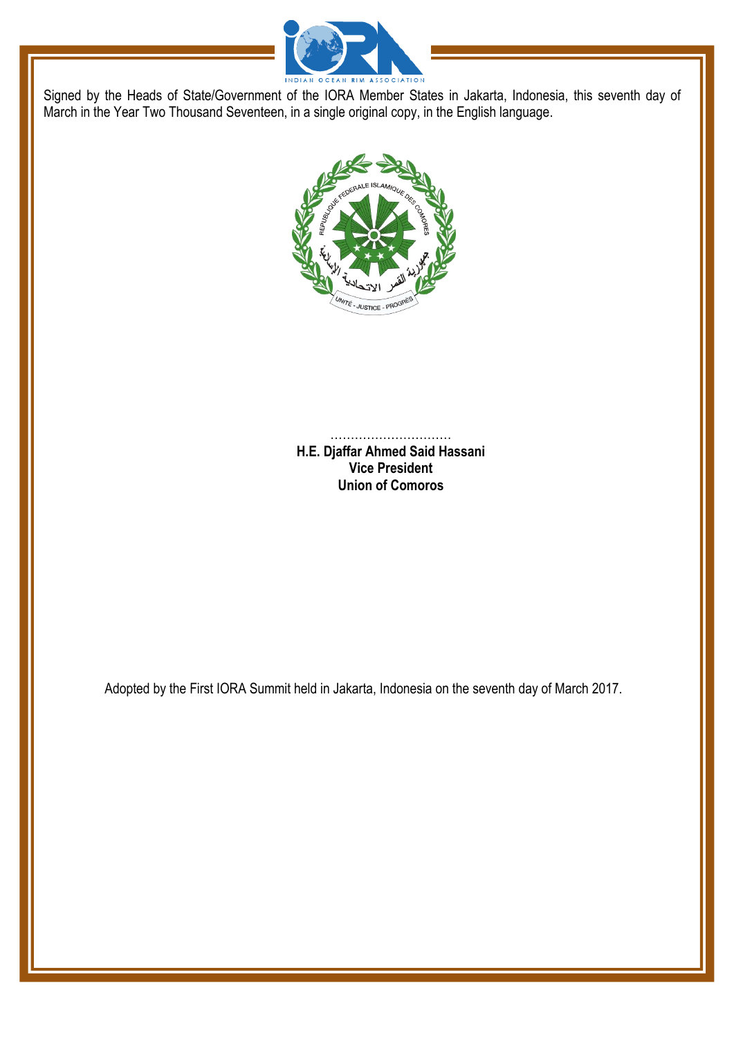Signed by the Heads of State/Government of the IORA Member States in Jakarta, Indonesia, this seventh day of March in the Year Two Thousand Seventeen, in a single original copy, in the English language.

…………………………

**H.E. Djaffar Ahmed Said Hassani**
**Vice President**
**Union of Comoros**

Adopted by the First IORA Summit held in Jakarta, Indonesia on the seventh day of March 2017.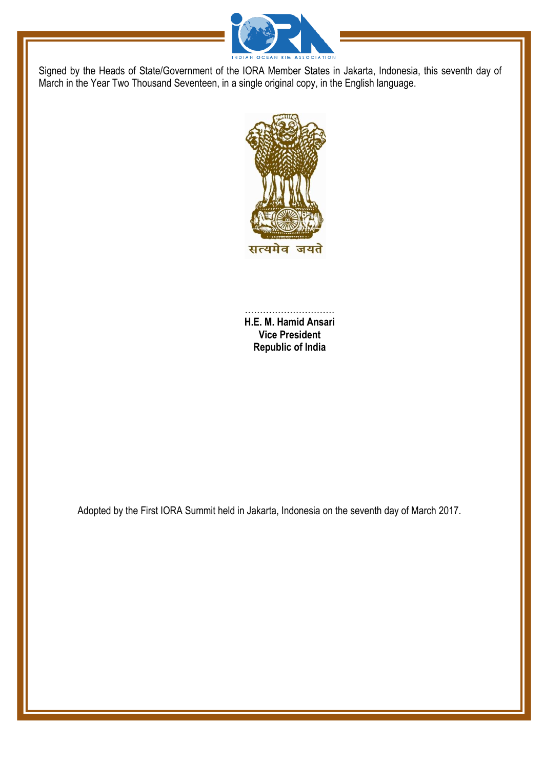Signed by the Heads of State/Government of the IORA Member States in Jakarta, Indonesia, this seventh day of March in the Year Two Thousand Seventeen, in a single original copy, in the English language.

सत्यमेव जयते

..............................

**H.E. M. Hamid Ansari**
**Vice President**
**Republic of India**

Adopted by the First IORA Summit held in Jakarta, Indonesia on the seventh day of March 2017.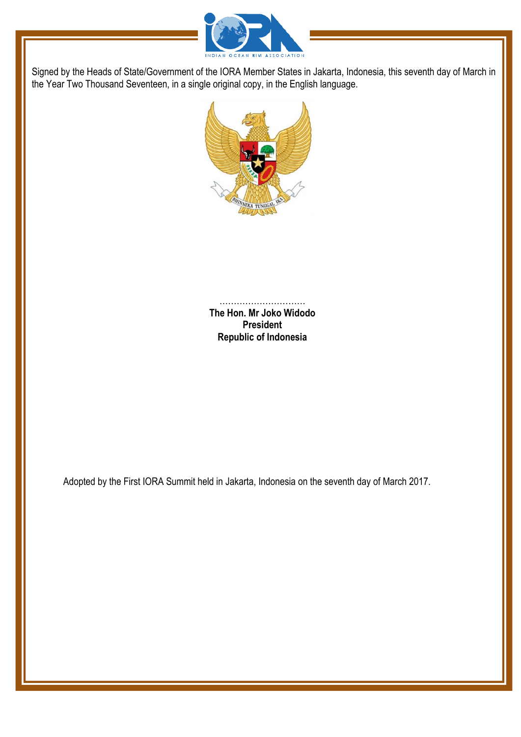Signed by the Heads of State/Government of the IORA Member States in Jakarta, Indonesia, this seventh day of March in the Year Two Thousand Seventeen, in a single original copy, in the English language.

..............................

**The Hon. Mr Joko Widodo**
**President**
**Republic of Indonesia**

Adopted by the First IORA Summit held in Jakarta, Indonesia on the seventh day of March 2017.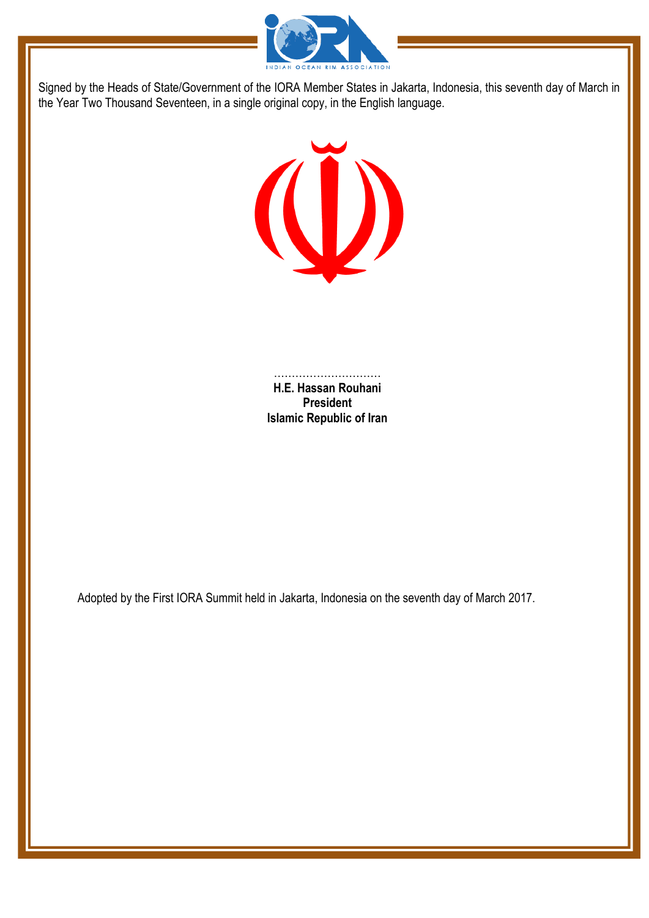Signed by the Heads of State/Government of the IORA Member States in Jakarta, Indonesia, this seventh day of March in the Year Two Thousand Seventeen, in a single original copy, in the English language.

..............................

**H.E. Hassan Rouhani**
**President**
**Islamic Republic of Iran**

Adopted by the First IORA Summit held in Jakarta, Indonesia on the seventh day of March 2017.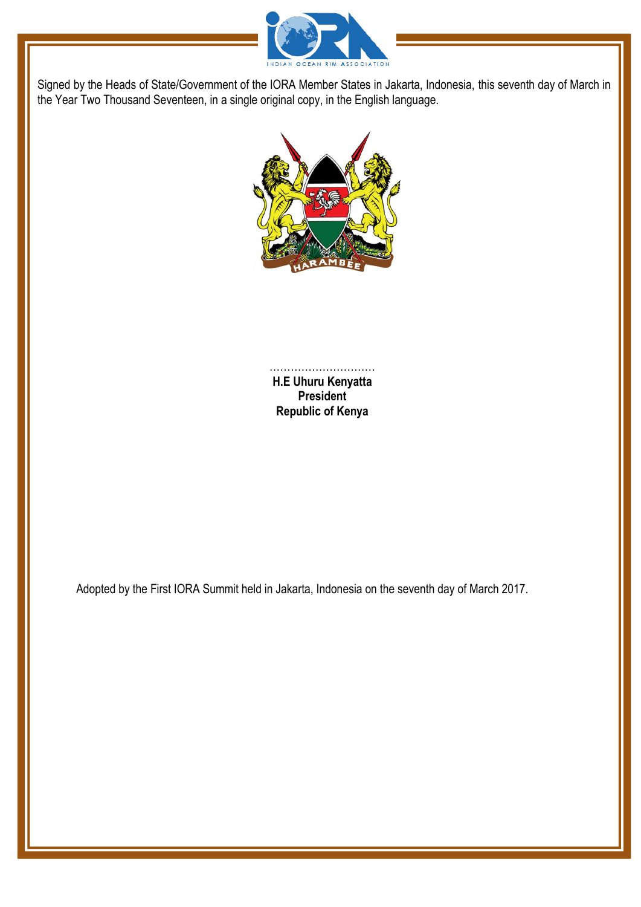Signed by the Heads of State/Government of the IORA Member States in Jakarta, Indonesia, this seventh day of March in the Year Two Thousand Seventeen, in a single original copy, in the English language.

..............................
**H.E Uhuru Kenyatta**
**President**
**Republic of Kenya**

Adopted by the First IORA Summit held in Jakarta, Indonesia on the seventh day of March 2017.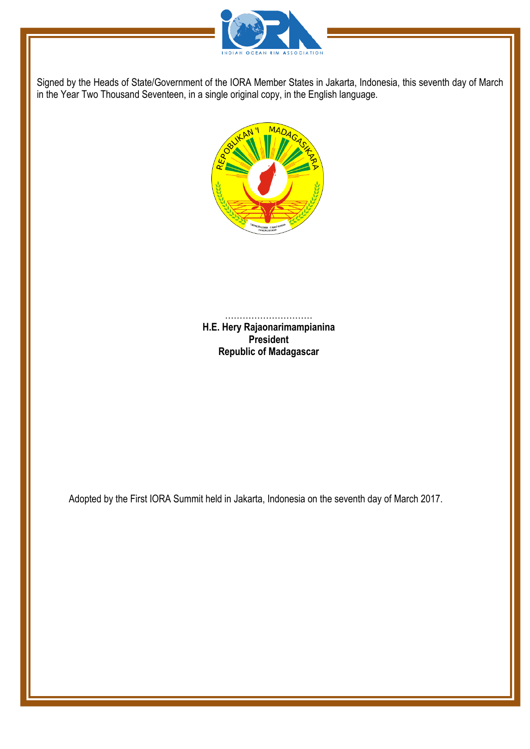Signed by the Heads of State/Government of the IORA Member States in Jakarta, Indonesia, this seventh day of March in the Year Two Thousand Seventeen, in a single original copy, in the English language.

..............................

**H.E. Hery Rajaonarimampianina**
**President**
**Republic of Madagascar**

Adopted by the First IORA Summit held in Jakarta, Indonesia on the seventh day of March 2017.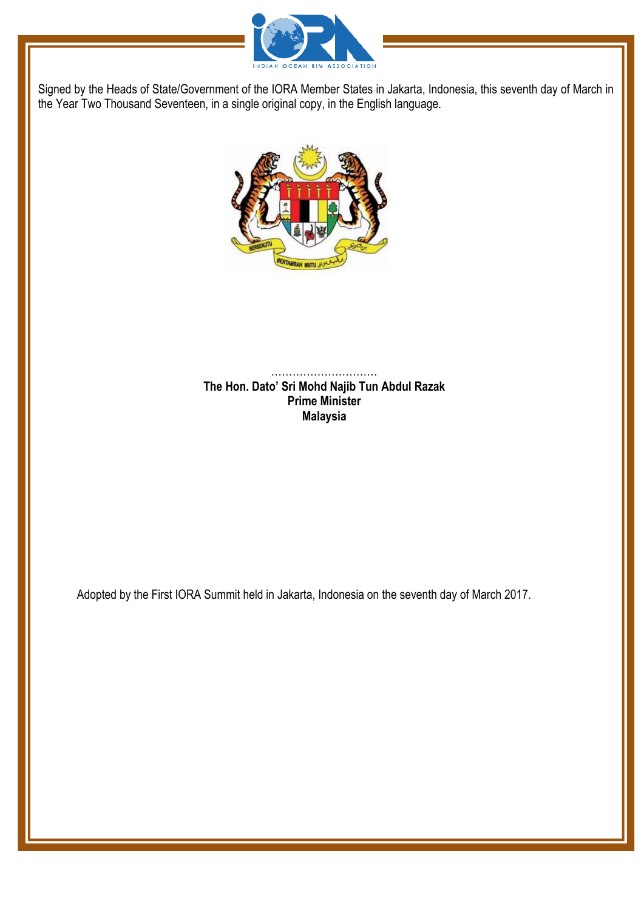Signed by the Heads of State/Government of the IORA Member States in Jakarta, Indonesia, this seventh day of March in the Year Two Thousand Seventeen, in a single original copy, in the English language.

..............................

**The Hon. Dato' Sri Mohd Najib Tun Abdul Razak**
**Prime Minister**
**Malaysia**

Adopted by the First IORA Summit held in Jakarta, Indonesia on the seventh day of March 2017.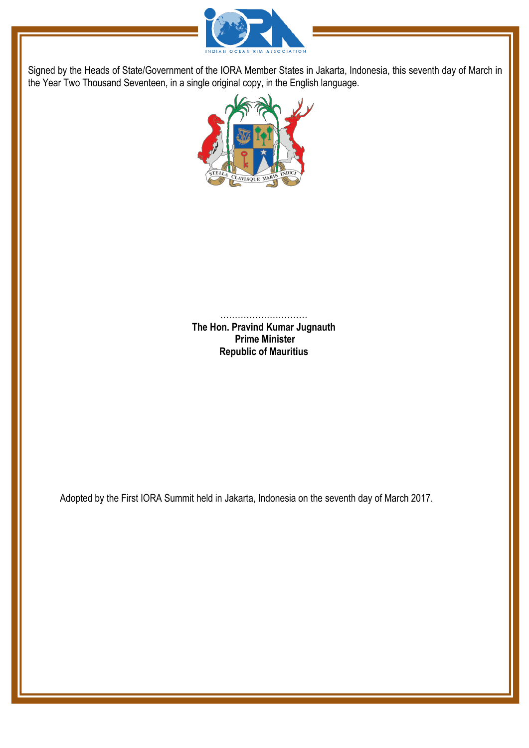Signed by the Heads of State/Government of the IORA Member States in Jakarta, Indonesia, this seventh day of March in the Year Two Thousand Seventeen, in a single original copy, in the English language.

……………………………

**The Hon. Pravind Kumar Jugnauth**
**Prime Minister**
**Republic of Mauritius**

Adopted by the First IORA Summit held in Jakarta, Indonesia on the seventh day of March 2017.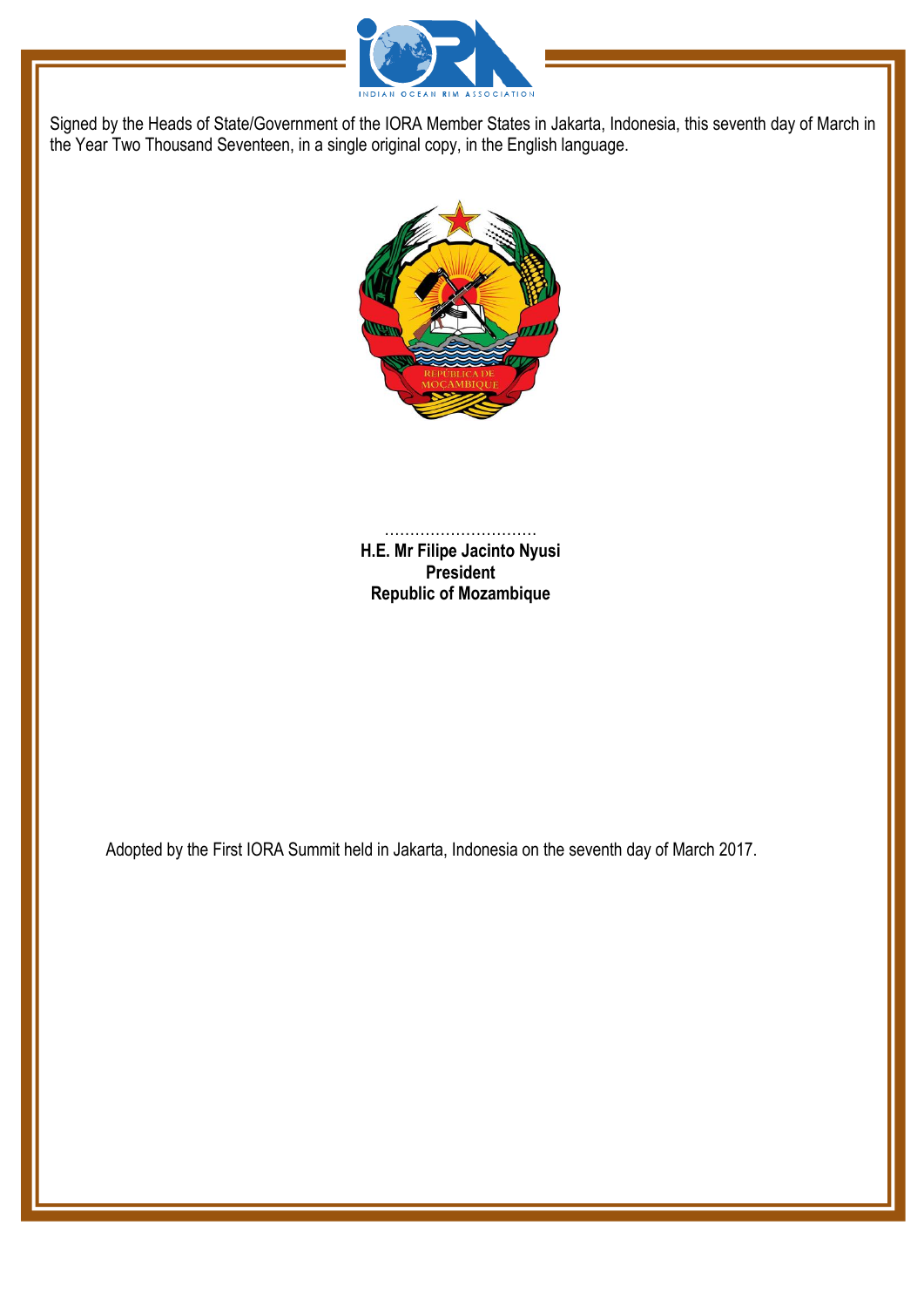Signed by the Heads of State/Government of the IORA Member States in Jakarta, Indonesia, this seventh day of March in the Year Two Thousand Seventeen, in a single original copy, in the English language.

…………………………

**H.E. Mr Filipe Jacinto Nyusi**
**President**
**Republic of Mozambique**

Adopted by the First IORA Summit held in Jakarta, Indonesia on the seventh day of March 2017.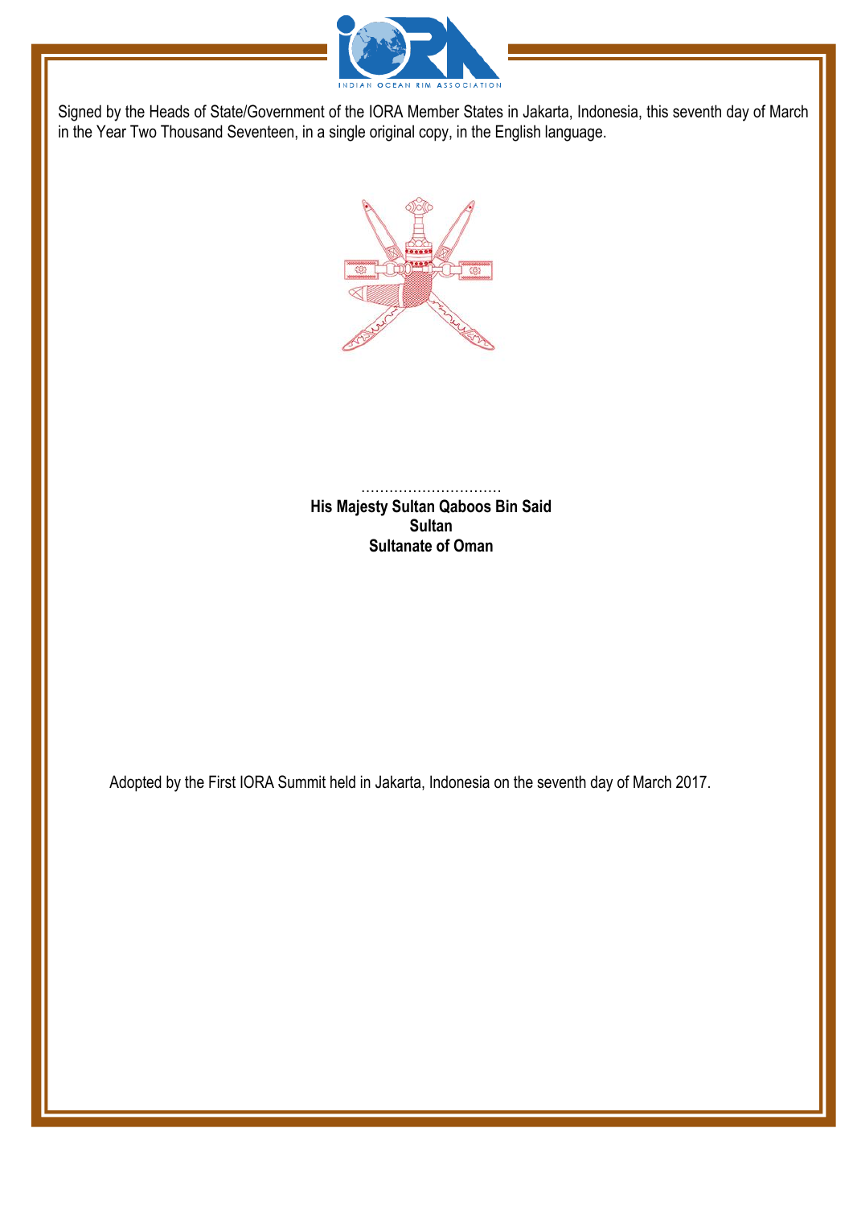Signed by the Heads of State/Government of the IORA Member States in Jakarta, Indonesia, this seventh day of March in the Year Two Thousand Seventeen, in a single original copy, in the English language.

..............................

**His Majesty Sultan Qaboos Bin Said**
**Sultan**
**Sultanate of Oman**

Adopted by the First IORA Summit held in Jakarta, Indonesia on the seventh day of March 2017.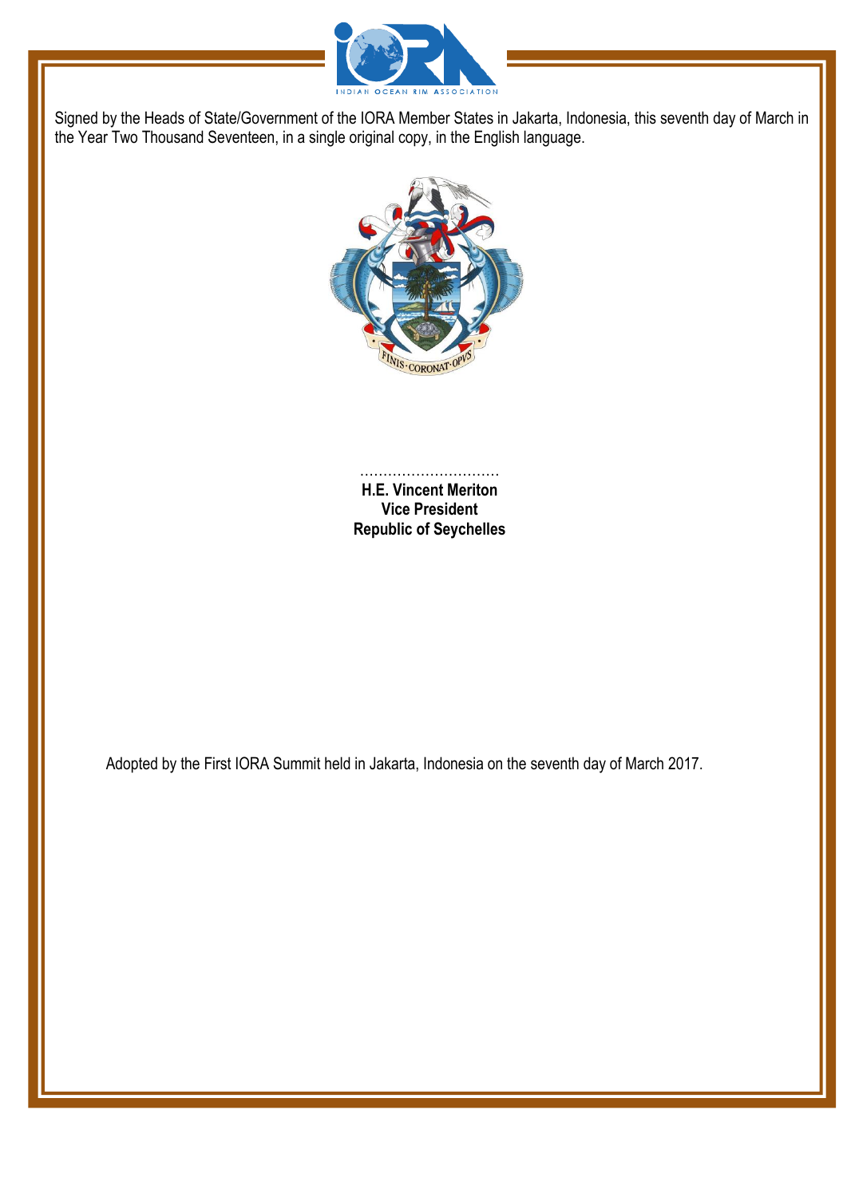Signed by the Heads of State/Government of the IORA Member States in Jakarta, Indonesia, this seventh day of March in the Year Two Thousand Seventeen, in a single original copy, in the English language.

..............................
**H.E. Vincent Meriton**
**Vice President**
**Republic of Seychelles**

Adopted by the First IORA Summit held in Jakarta, Indonesia on the seventh day of March 2017.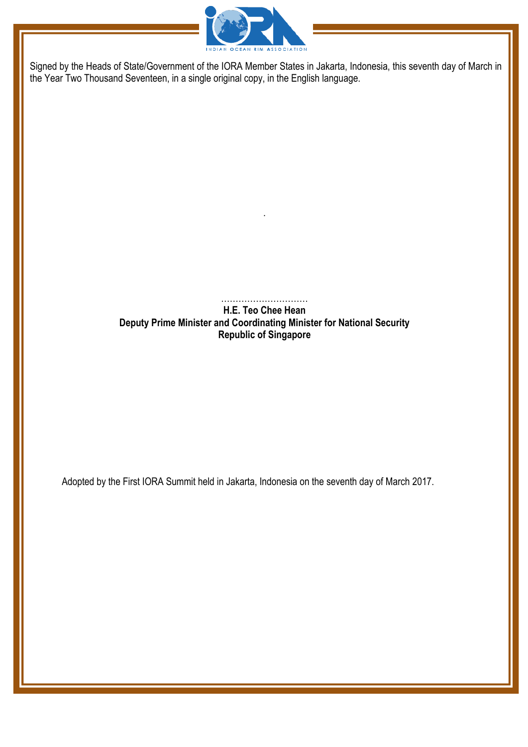Signed by the Heads of State/Government of the IORA Member States in Jakarta, Indonesia, this seventh day of March in the Year Two Thousand Seventeen, in a single original copy, in the English language.

..............................

**H.E. Teo Chee Hean**
**Deputy Prime Minister and Coordinating Minister for National Security**
**Republic of Singapore**

Adopted by the First IORA Summit held in Jakarta, Indonesia on the seventh day of March 2017.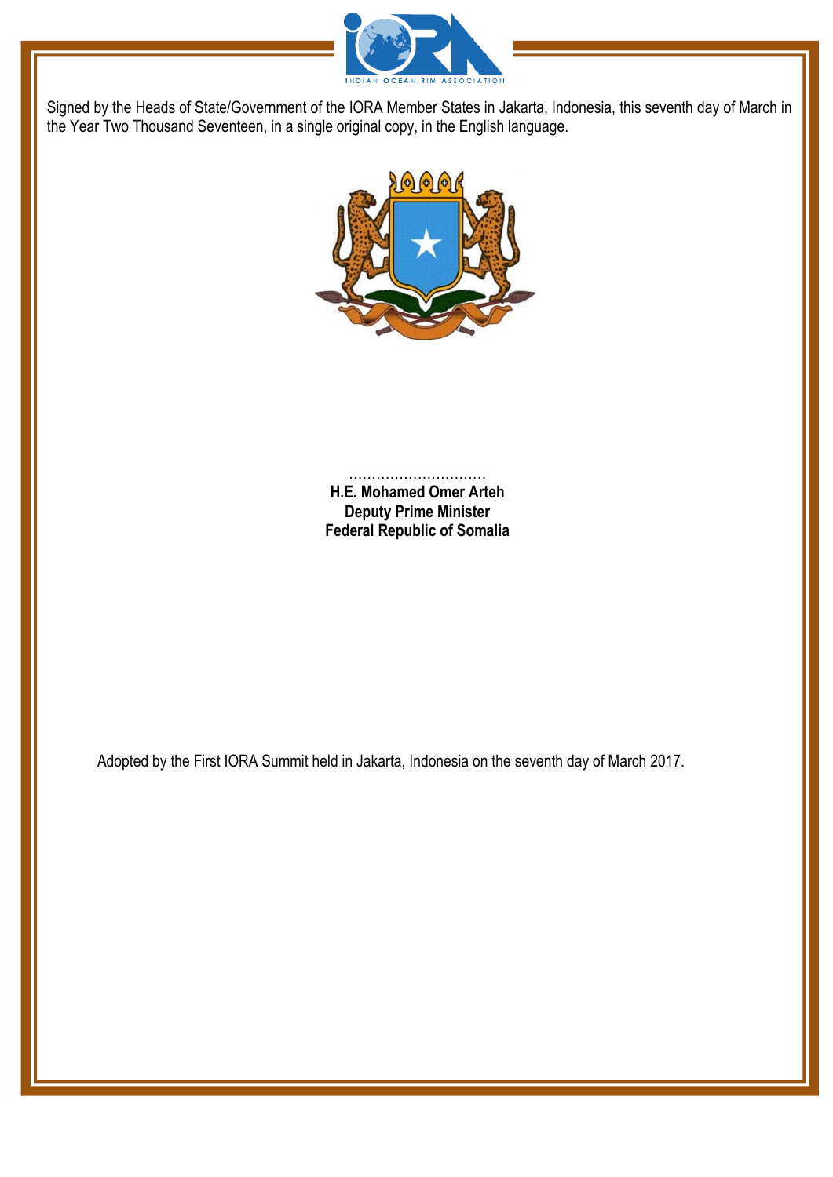Signed by the Heads of State/Government of the IORA Member States in Jakarta, Indonesia, this seventh day of March in the Year Two Thousand Seventeen, in a single original copy, in the English language.

..............................

**H.E. Mohamed Omer Arteh**
**Deputy Prime Minister**
**Federal Republic of Somalia**

Adopted by the First IORA Summit held in Jakarta, Indonesia on the seventh day of March 2017.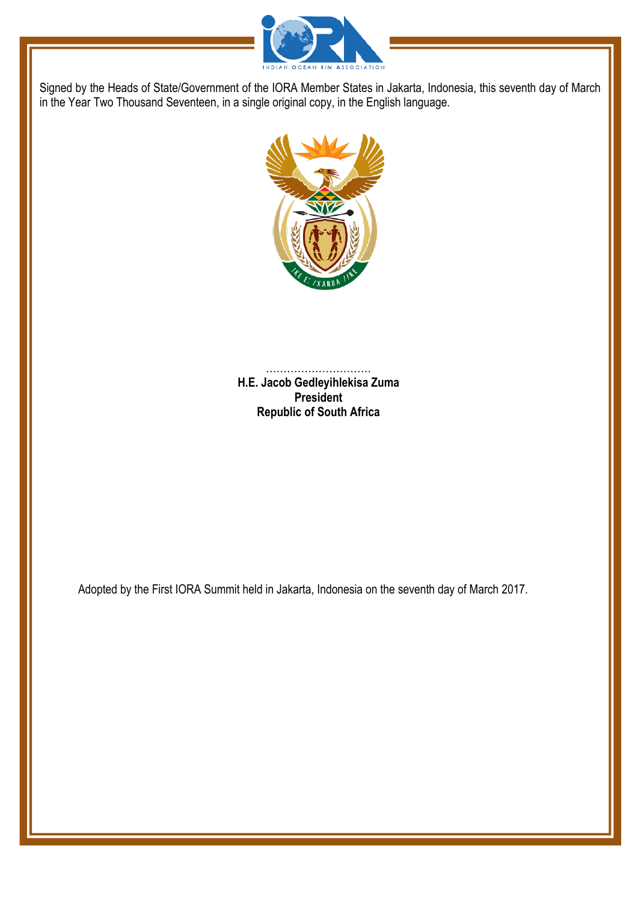Signed by the Heads of State/Government of the IORA Member States in Jakarta, Indonesia, this seventh day of March in the Year Two Thousand Seventeen, in a single original copy, in the English language.

..............................

**H.E. Jacob Gedleyihlekisa Zuma**
**President**
**Republic of South Africa**

Adopted by the First IORA Summit held in Jakarta, Indonesia on the seventh day of March 2017.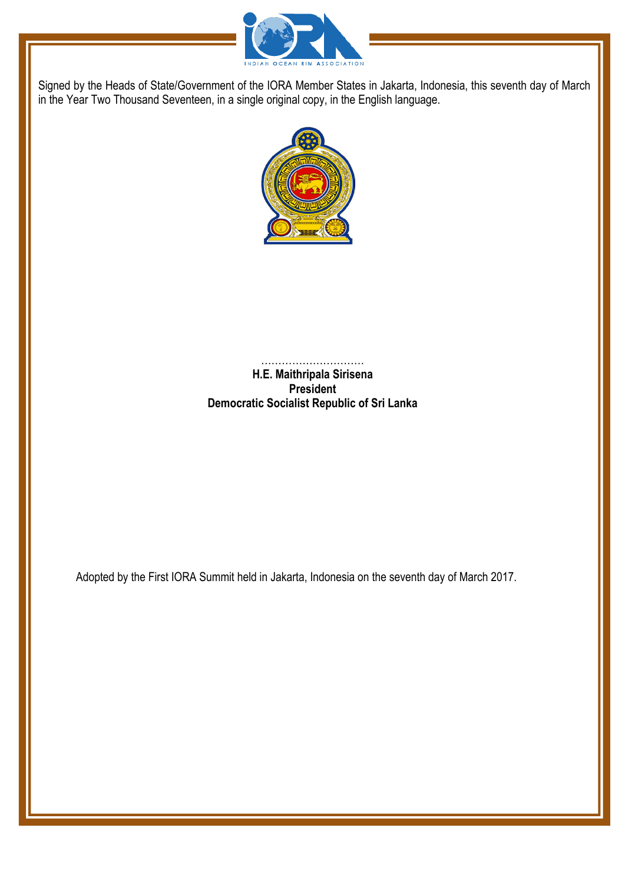Signed by the Heads of State/Government of the IORA Member States in Jakarta, Indonesia, this seventh day of March in the Year Two Thousand Seventeen, in a single original copy, in the English language.

..............................
**H.E. Maithripala Sirisena**
**President**
**Democratic Socialist Republic of Sri Lanka**

Adopted by the First IORA Summit held in Jakarta, Indonesia on the seventh day of March 2017.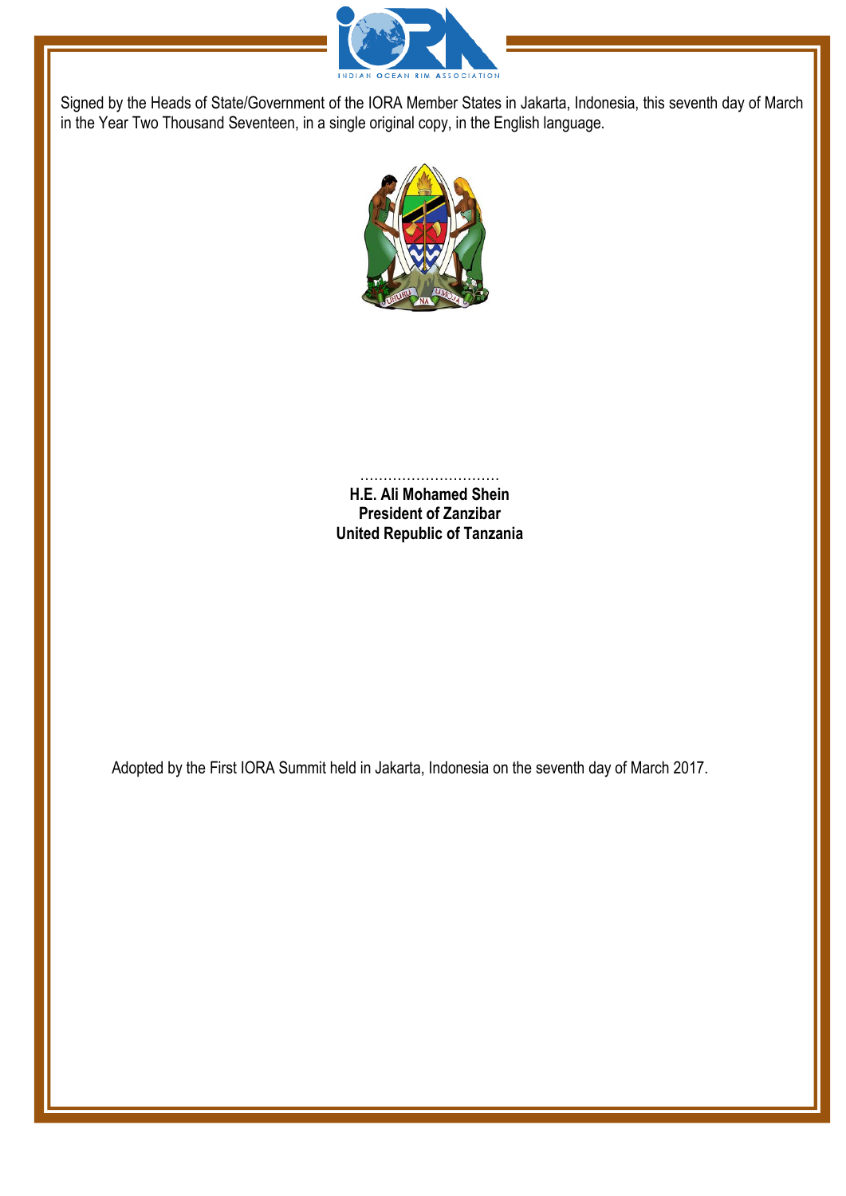Signed by the Heads of State/Government of the IORA Member States in Jakarta, Indonesia, this seventh day of March in the Year Two Thousand Seventeen, in a single original copy, in the English language.

…………………………

**H.E. Ali Mohamed Shein**
**President of Zanzibar**
**United Republic of Tanzania**

Adopted by the First IORA Summit held in Jakarta, Indonesia on the seventh day of March 2017.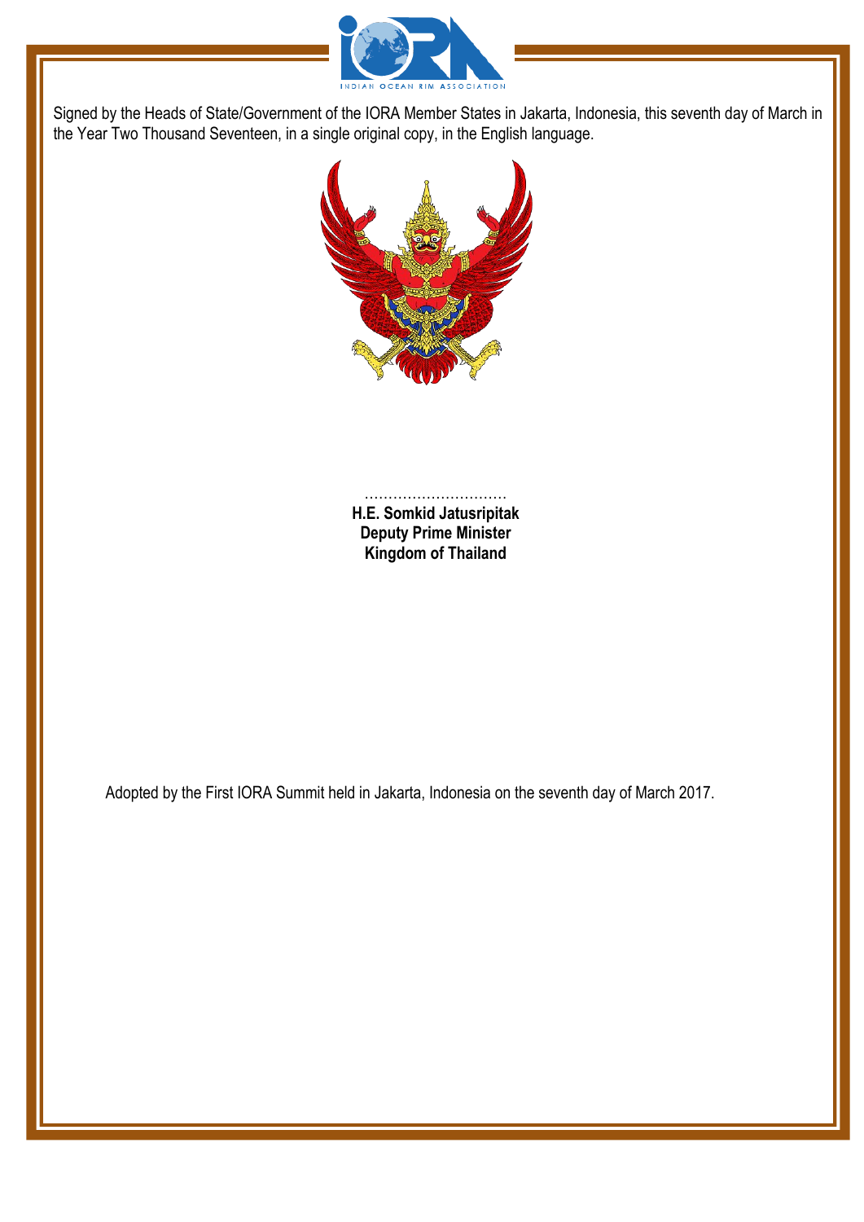Signed by the Heads of State/Government of the IORA Member States in Jakarta, Indonesia, this seventh day of March in the Year Two Thousand Seventeen, in a single original copy, in the English language.

..............................

**H.E. Somkid Jatusripitak**
**Deputy Prime Minister**
**Kingdom of Thailand**

Adopted by the First IORA Summit held in Jakarta, Indonesia on the seventh day of March 2017.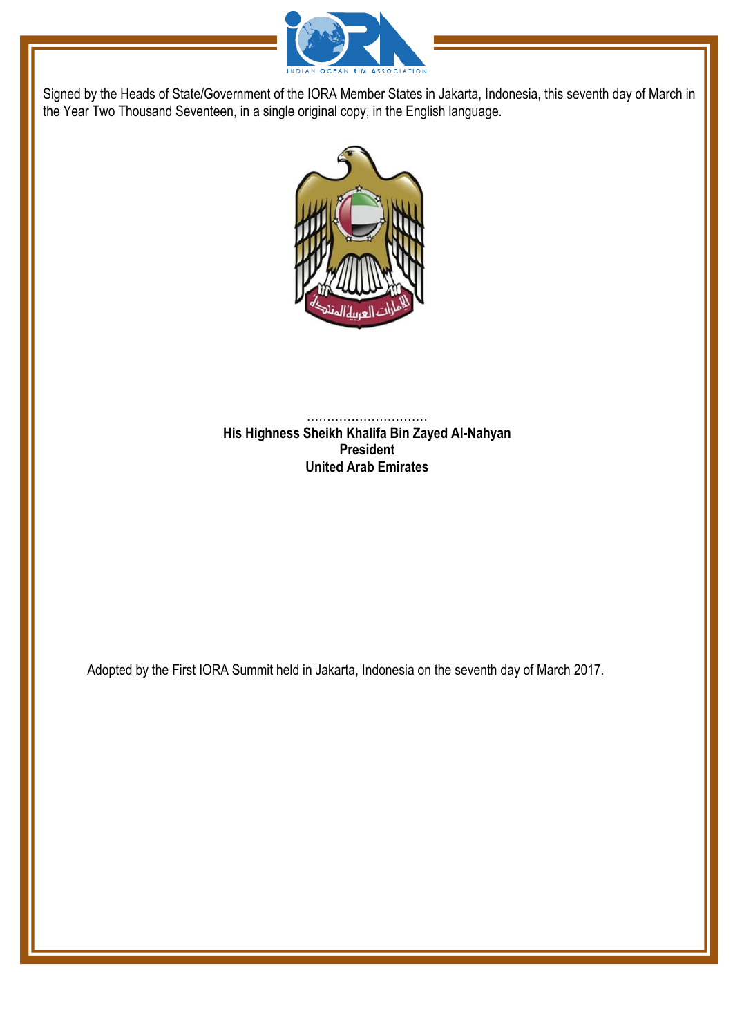Signed by the Heads of State/Government of the IORA Member States in Jakarta, Indonesia, this seventh day of March in the Year Two Thousand Seventeen, in a single original copy, in the English language.

..............................

**His Highness Sheikh Khalifa Bin Zayed Al-Nahyan**
**President**
**United Arab Emirates**

Adopted by the First IORA Summit held in Jakarta, Indonesia on the seventh day of March 2017.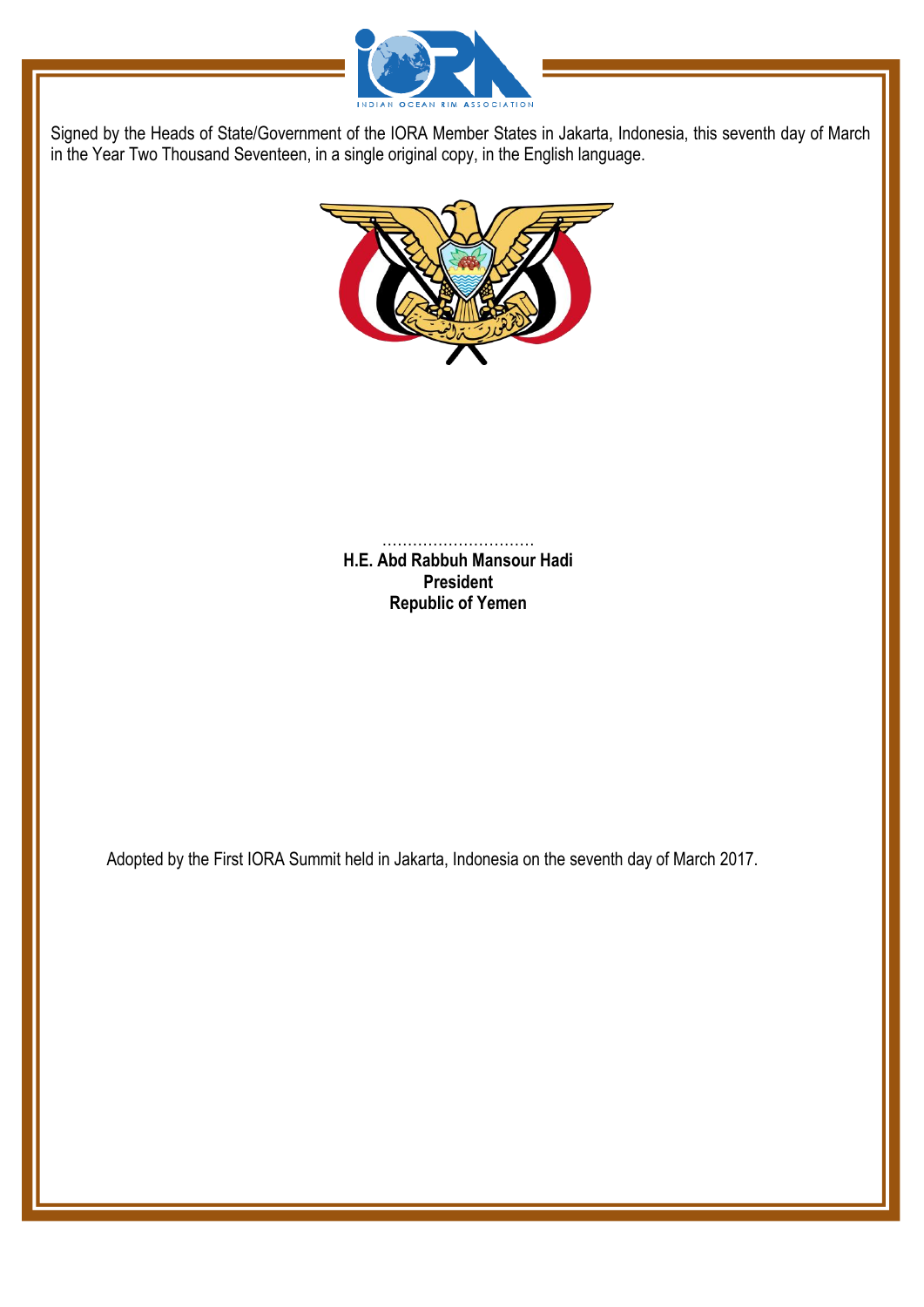Signed by the Heads of State/Government of the IORA Member States in Jakarta, Indonesia, this seventh day of March in the Year Two Thousand Seventeen, in a single original copy, in the English language.

..............................

**H.E. Abd Rabbuh Mansour Hadi**
**President**
**Republic of Yemen**

Adopted by the First IORA Summit held in Jakarta, Indonesia on the seventh day of March 2017.